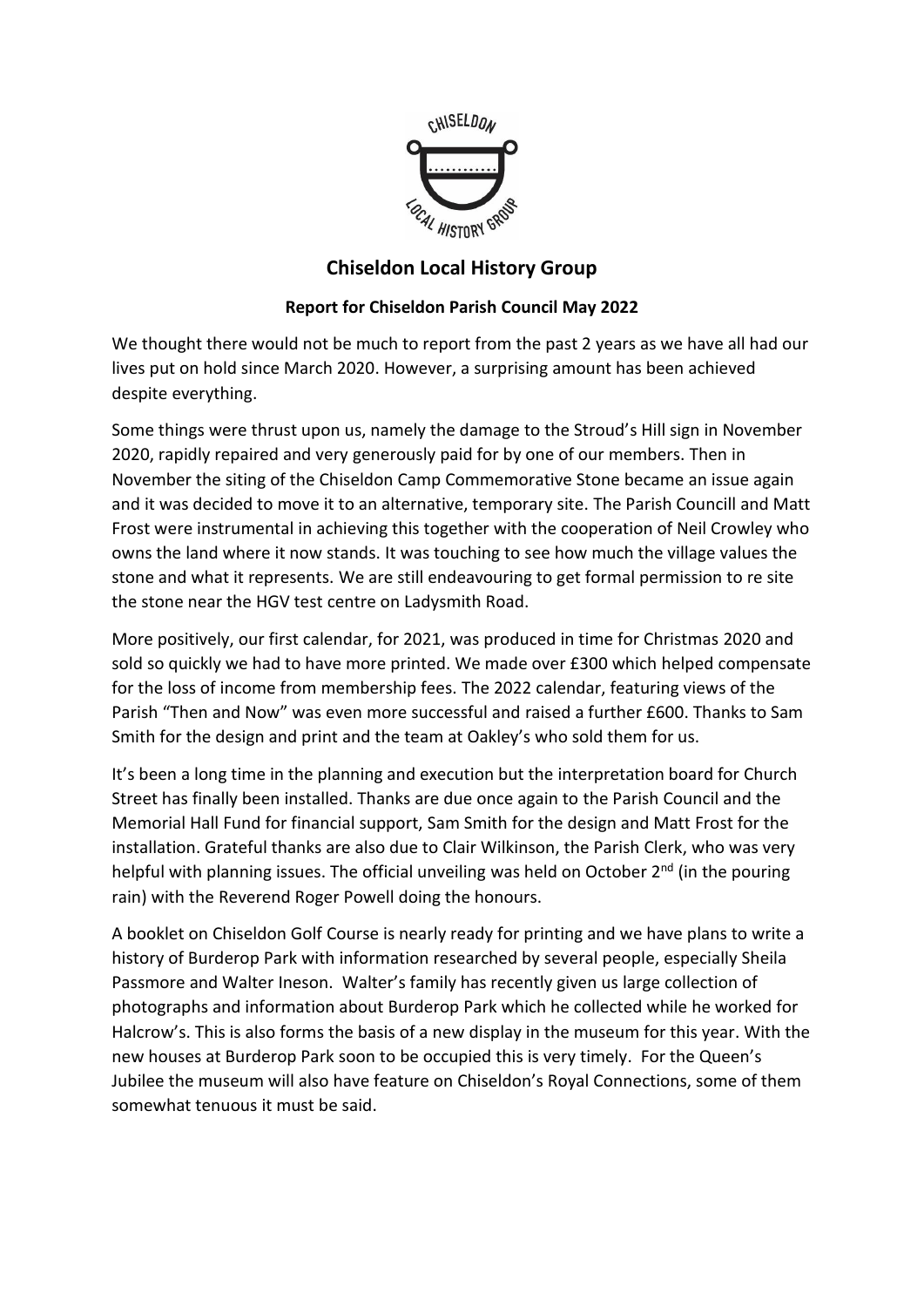# Chiseldon Local History Group

### Report for Chiseldon Parish Council May 2022

We thought there would not be much to report from the past 2 years as we have all had our lives put on hold since March 2020. However, a surprising amount has been achieved despite everything.

Some things were thrust upon us, namely the damage to the Stroud's Hill sign in November 2020, rapidly repaired and very generously paid for by one of our members. Then in November the siting of the Chiseldon Camp Commemorative Stone became an issue again and it was decided to move it to an alternative, temporary site. The Parish Councill and Matt Frost were instrumental in achieving this together with the cooperation of Neil Crowley who owns the land where it now stands. It was touching to see how much the village values the stone and what it represents. We are still endeavouring to get formal permission to re site the stone near the HGV test centre on Ladysmith Road.

More positively, our first calendar, for 2021, was produced in time for Christmas 2020 and sold so quickly we had to have more printed. We made over £300 which helped compensate for the loss of income from membership fees. The 2022 calendar, featuring views of the Parish "Then and Now" was even more successful and raised a further £600. Thanks to Sam Smith for the design and print and the team at Oakley's who sold them for us.

It's been a long time in the planning and execution but the interpretation board for Church Street has finally been installed. Thanks are due once again to the Parish Council and the Memorial Hall Fund for financial support, Sam Smith for the design and Matt Frost for the installation. Grateful thanks are also due to Clair Wilkinson, the Parish Clerk, who was very helpful with planning issues. The official unveiling was held on October 2nd (in the pouring rain) with the Reverend Roger Powell doing the honours.

A booklet on Chiseldon Golf Course is nearly ready for printing and we have plans to write a history of Burderop Park with information researched by several people, especially Sheila Passmore and Walter Ineson. Walter's family has recently given us large collection of photographs and information about Burderop Park which he collected while he worked for Halcrow's. This is also forms the basis of a new display in the museum for this year. With the new houses at Burderop Park soon to be occupied this is very timely. For the Queen's Jubilee the museum will also have feature on Chiseldon's Royal Connections, some of them somewhat tenuous it must be said.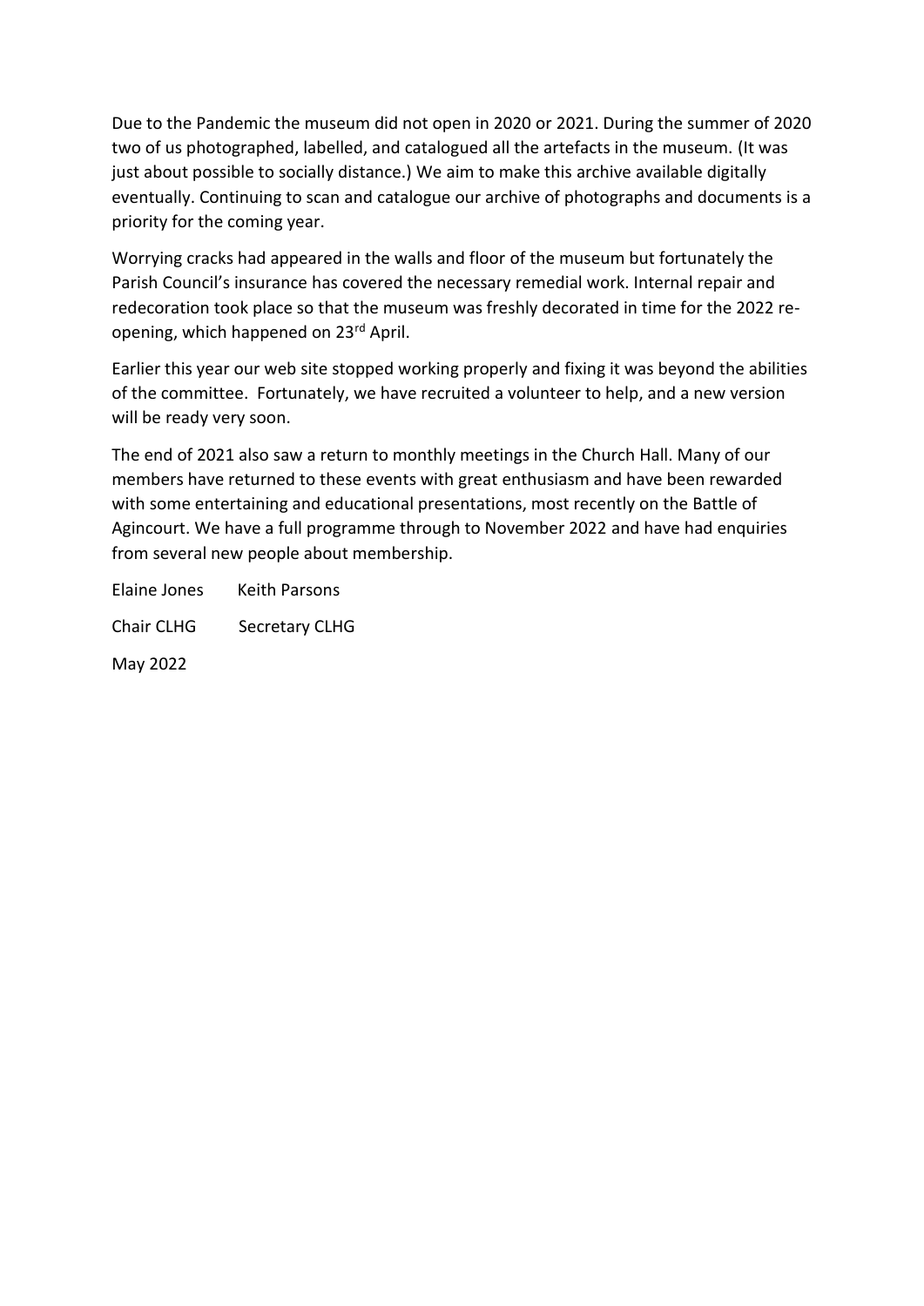Due to the Pandemic the museum did not open in 2020 or 2021. During the summer of 2020 two of us photographed, labelled, and catalogued all the artefacts in the museum. (It was just about possible to socially distance.) We aim to make this archive available digitally eventually. Continuing to scan and catalogue our archive of photographs and documents is a priority for the coming year.

Worrying cracks had appeared in the walls and floor of the museum but fortunately the Parish Council's insurance has covered the necessary remedial work. Internal repair and redecoration took place so that the museum was freshly decorated in time for the 2022 re-opening, which happened on 23rd April.

Earlier this year our web site stopped working properly and fixing it was beyond the abilities of the committee. Fortunately, we have recruited a volunteer to help, and a new version will be ready very soon.

The end of 2021 also saw a return to monthly meetings in the Church Hall. Many of our members have returned to these events with great enthusiasm and have been rewarded with some entertaining and educational presentations, most recently on the Battle of Agincourt. We have a full programme through to November 2022 and have had enquiries from several new people about membership.

Elaine Jones    Keith Parsons

Chair CLHG    Secretary CLHG

May 2022